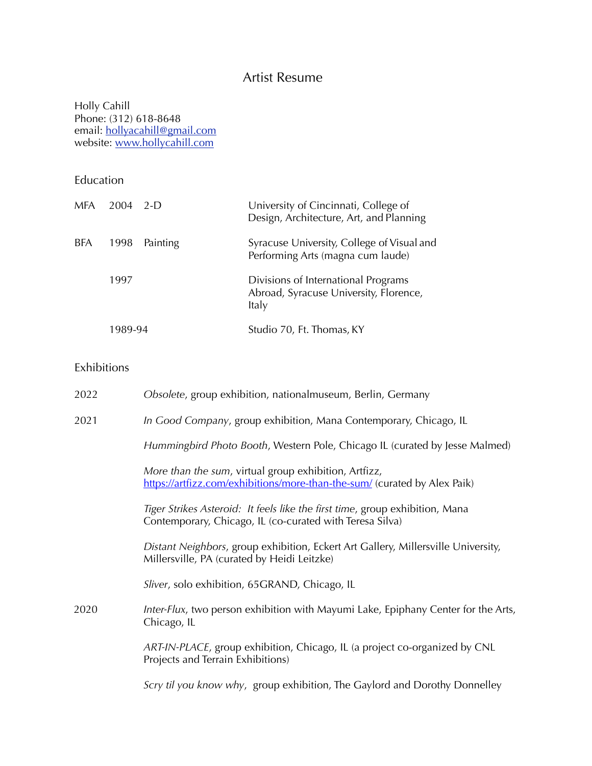# Artist Resume

Holly Cahill
Phone: (312) 618-8648
email: [hollyacahill@gmail.com](mailto:hollyacahill@gmail.com)
website: [www.hollycahill.com](http://www.hollycahill.com)

## Education

| | | | |
|---|---|---|---|
| MFA | 2004 | 2-D | University of Cincinnati, College of Design, Architecture, Art, and Planning |
| BFA | 1998 | Painting | Syracuse University, College of Visual and Performing Arts (magna cum laude) |
| | 1997 | | Divisions of International Programs Abroad, Syracuse University, Florence, Italy |
| | 1989-94 | | Studio 70, Ft. Thomas, KY |

## Exhibitions

**2022**

*Obsolete*, group exhibition, nationalmuseum, Berlin, Germany

**2021**

*In Good Company*, group exhibition, Mana Contemporary, Chicago, IL

*Hummingbird Photo Booth*, Western Pole, Chicago IL (curated by Jesse Malmed)

*More than the sum*, virtual group exhibition, Artfizz, [https://artfizz.com/exhibitions/more-than-the-sum/](https://artfizz.com/exhibitions/more-than-the-sum/) (curated by Alex Paik)

*Tiger Strikes Asteroid: It feels like the first time*, group exhibition, Mana Contemporary, Chicago, IL (co-curated with Teresa Silva)

*Distant Neighbors*, group exhibition, Eckert Art Gallery, Millersville University, Millersville, PA (curated by Heidi Leitzke)

*Sliver*, solo exhibition, 65GRAND, Chicago, IL

**2020**

*Inter-Flux*, two person exhibition with Mayumi Lake, Epiphany Center for the Arts, Chicago, IL

*ART-IN-PLACE*, group exhibition, Chicago, IL (a project co-organized by CNL Projects and Terrain Exhibitions)

*Scry til you know why*, group exhibition, The Gaylord and Dorothy Donnelley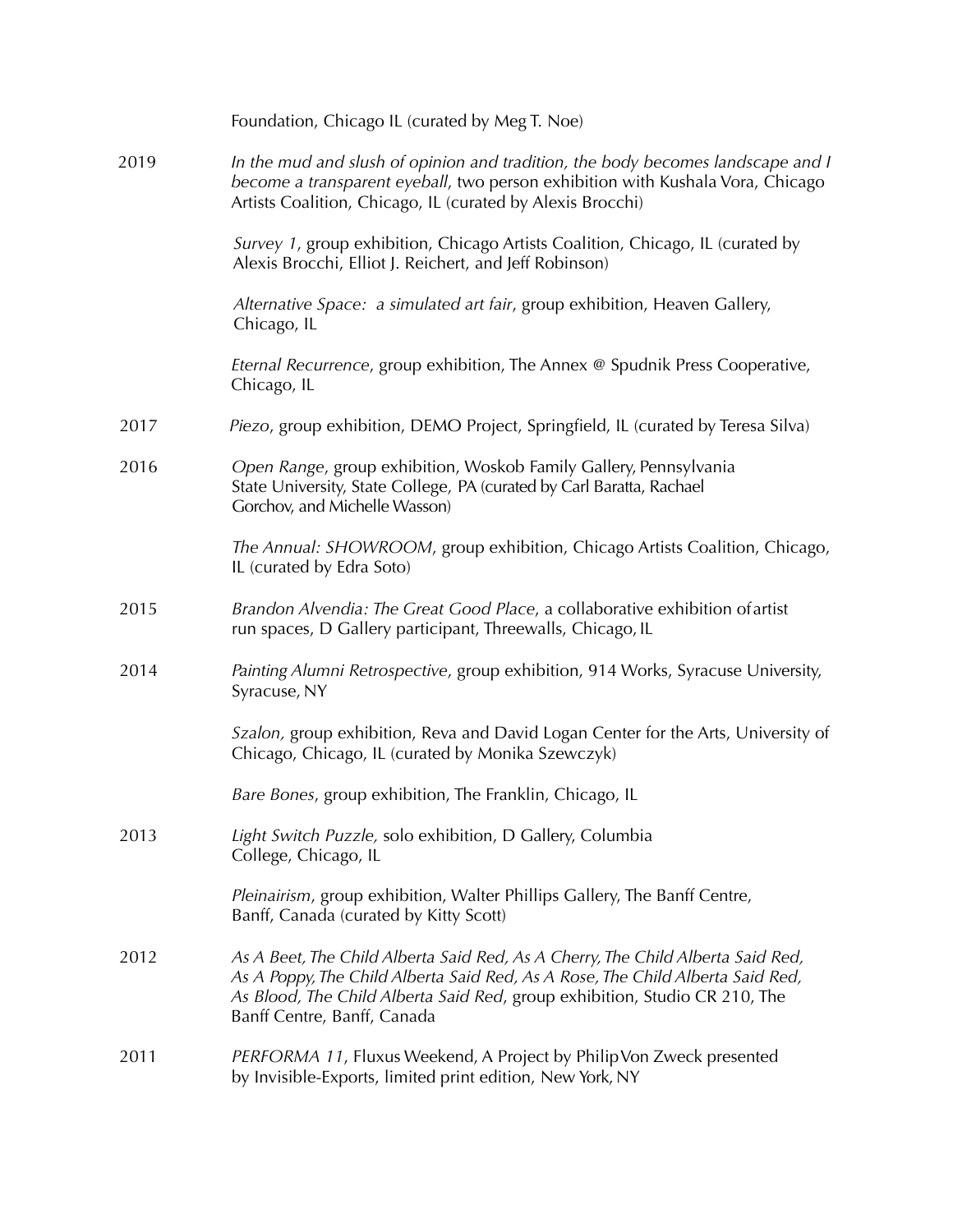Foundation, Chicago IL (curated by Meg T. Noe)

2019 *In the mud and slush of opinion and tradition, the body becomes landscape and I become a transparent eyeball*, two person exhibition with Kushala Vora, Chicago Artists Coalition, Chicago, IL (curated by Alexis Brocchi)

*Survey 1*, group exhibition, Chicago Artists Coalition, Chicago, IL (curated by Alexis Brocchi, Elliot J. Reichert, and Jeff Robinson)

*Alternative Space: a simulated art fair*, group exhibition, Heaven Gallery, Chicago, IL

*Eternal Recurrence*, group exhibition, The Annex @ Spudnik Press Cooperative, Chicago, IL

2017 *Piezo*, group exhibition, DEMO Project, Springfield, IL (curated by Teresa Silva)

2016 *Open Range*, group exhibition, Woskob Family Gallery, Pennsylvania State University, State College, PA (curated by Carl Baratta, Rachael Gorchov, and Michelle Wasson)

*The Annual: SHOWROOM*, group exhibition, Chicago Artists Coalition, Chicago, IL (curated by Edra Soto)

2015 *Brandon Alvendia: The Great Good Place*, a collaborative exhibition of artist run spaces, D Gallery participant, Threewalls, Chicago, IL

2014 *Painting Alumni Retrospective*, group exhibition, 914 Works, Syracuse University, Syracuse, NY

*Szalon,* group exhibition, Reva and David Logan Center for the Arts, University of Chicago, Chicago, IL (curated by Monika Szewczyk)

*Bare Bones*, group exhibition, The Franklin, Chicago, IL

2013 *Light Switch Puzzle,* solo exhibition, D Gallery, Columbia College, Chicago, IL

*Pleinairism*, group exhibition, Walter Phillips Gallery, The Banff Centre, Banff, Canada (curated by Kitty Scott)

2012 *As A Beet, The Child Alberta Said Red, As A Cherry, The Child Alberta Said Red, As A Poppy, The Child Alberta Said Red, As A Rose, The Child Alberta Said Red, As Blood, The Child Alberta Said Red*, group exhibition, Studio CR 210, The Banff Centre, Banff, Canada

2011 *PERFORMA 11*, Fluxus Weekend, A Project by Philip Von Zweck presented by Invisible-Exports, limited print edition, New York, NY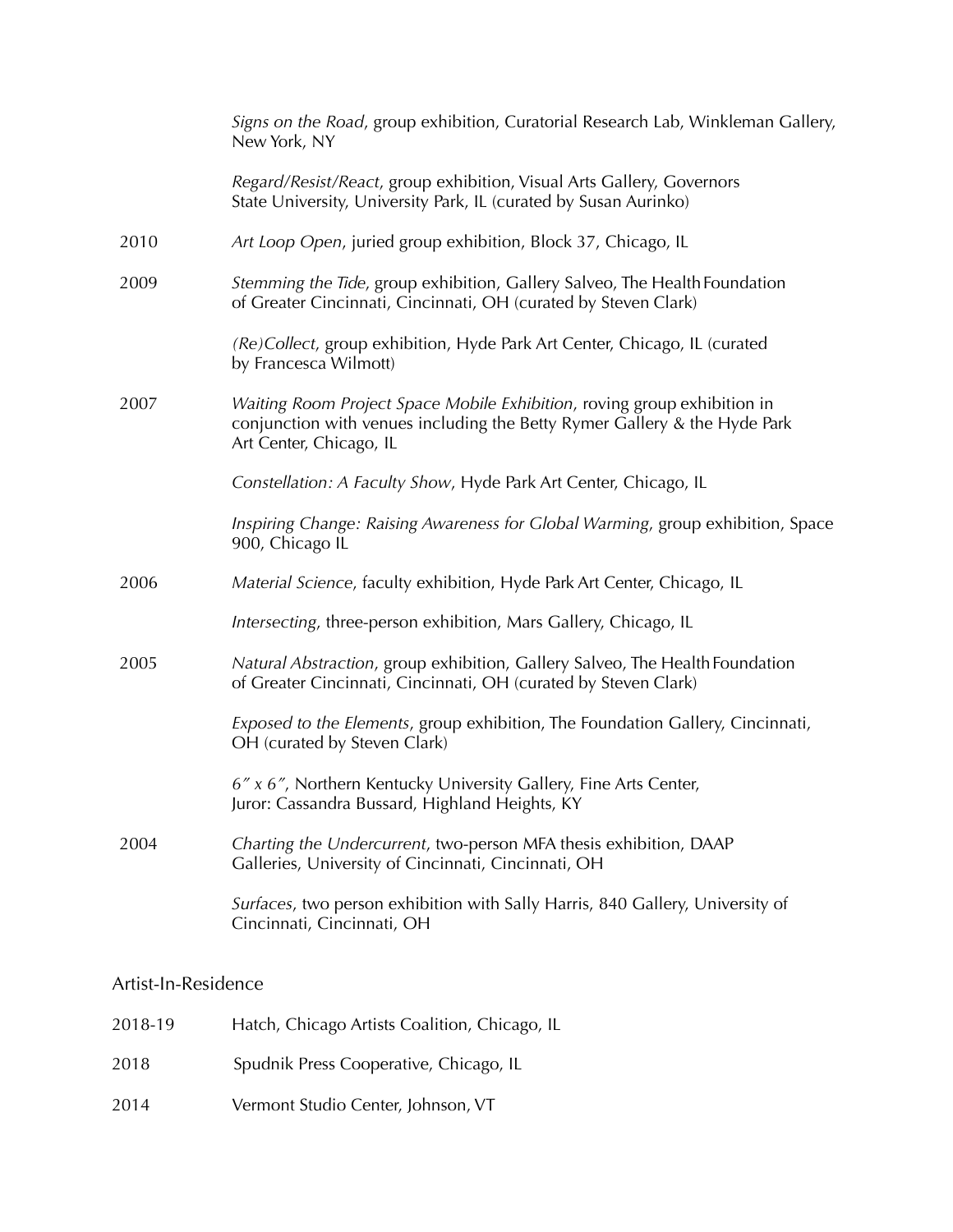*Signs on the Road*, group exhibition, Curatorial Research Lab, Winkleman Gallery, New York, NY

*Regard/Resist/React*, group exhibition, Visual Arts Gallery, Governors State University, University Park, IL (curated by Susan Aurinko)

2010 *Art Loop Open*, juried group exhibition, Block 37, Chicago, IL

2009 *Stemming the Tide*, group exhibition, Gallery Salveo, The Health Foundation of Greater Cincinnati, Cincinnati, OH (curated by Steven Clark)

*(Re)Collect*, group exhibition, Hyde Park Art Center, Chicago, IL (curated by Francesca Wilmott)

2007 *Waiting Room Project Space Mobile Exhibition*, roving group exhibition in conjunction with venues including the Betty Rymer Gallery & the Hyde Park Art Center, Chicago, IL

*Constellation: A Faculty Show*, Hyde Park Art Center, Chicago, IL

*Inspiring Change: Raising Awareness for Global Warming*, group exhibition, Space 900, Chicago IL

2006 *Material Science*, faculty exhibition, Hyde Park Art Center, Chicago, IL

*Intersecting*, three-person exhibition, Mars Gallery, Chicago, IL

2005 *Natural Abstraction*, group exhibition, Gallery Salveo, The Health Foundation of Greater Cincinnati, Cincinnati, OH (curated by Steven Clark)

*Exposed to the Elements*, group exhibition, The Foundation Gallery, Cincinnati, OH (curated by Steven Clark)

*6″ x 6″*, Northern Kentucky University Gallery, Fine Arts Center, Juror: Cassandra Bussard, Highland Heights, KY

2004 *Charting the Undercurrent*, two-person MFA thesis exhibition, DAAP Galleries, University of Cincinnati, Cincinnati, OH

*Surfaces*, two person exhibition with Sally Harris, 840 Gallery, University of Cincinnati, Cincinnati, OH

## Artist-In-Residence

2018-19 Hatch, Chicago Artists Coalition, Chicago, IL

2018 Spudnik Press Cooperative, Chicago, IL

2014 Vermont Studio Center, Johnson, VT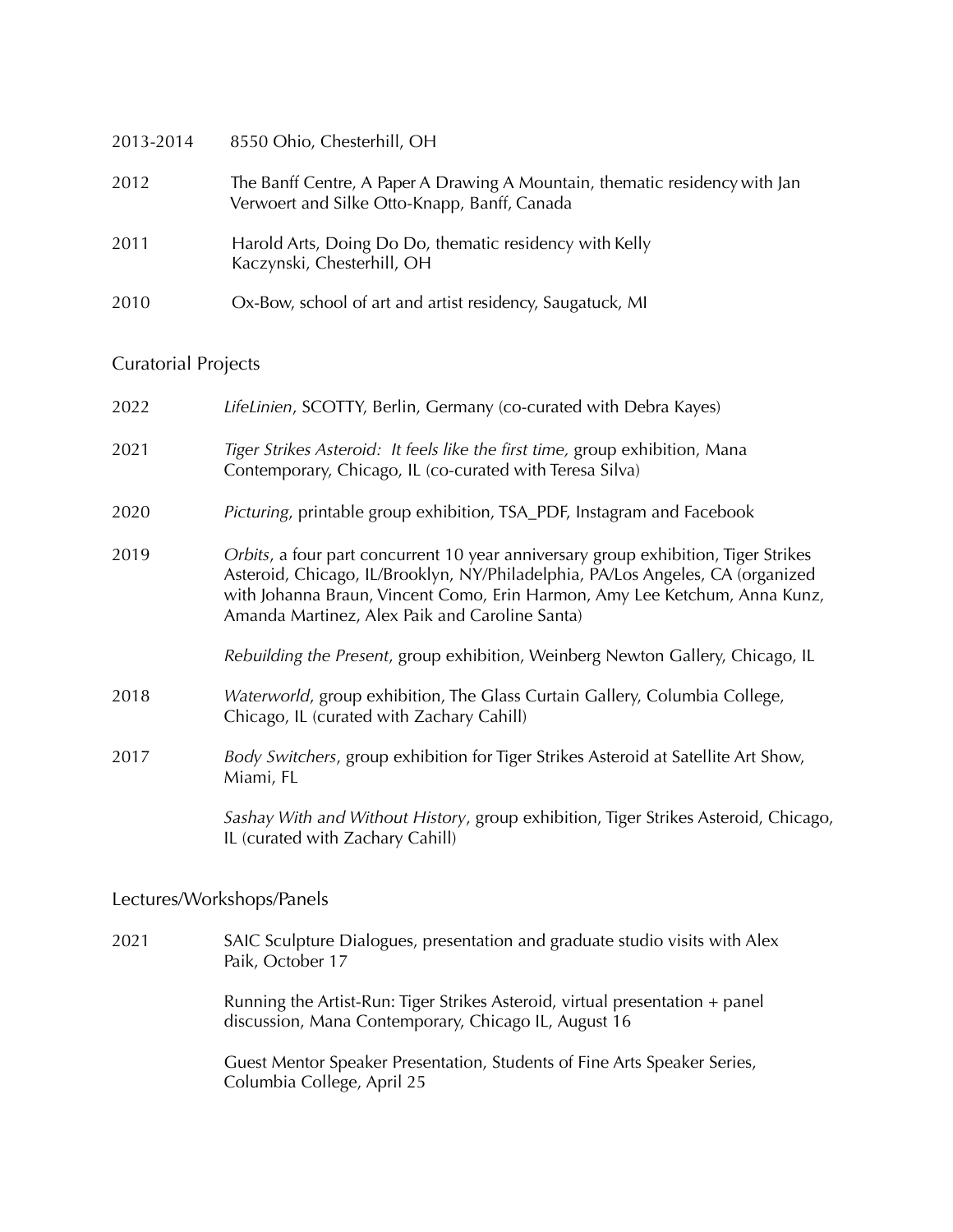2013-2014 8550 Ohio, Chesterhill, OH

2012 The Banff Centre, A Paper A Drawing A Mountain, thematic residency with Jan Verwoert and Silke Otto-Knapp, Banff, Canada

2011 Harold Arts, Doing Do Do, thematic residency with Kelly Kaczynski, Chesterhill, OH

2010 Ox-Bow, school of art and artist residency, Saugatuck, MI

## Curatorial Projects

2022 *LifeLinien*, SCOTTY, Berlin, Germany (co-curated with Debra Kayes)

2021 *Tiger Strikes Asteroid: It feels like the first time,* group exhibition, Mana Contemporary, Chicago, IL (co-curated with Teresa Silva)

2020 *Picturing*, printable group exhibition, TSA_PDF, Instagram and Facebook

2019 *Orbits*, a four part concurrent 10 year anniversary group exhibition, Tiger Strikes Asteroid, Chicago, IL/Brooklyn, NY/Philadelphia, PA/Los Angeles, CA (organized with Johanna Braun, Vincent Como, Erin Harmon, Amy Lee Ketchum, Anna Kunz, Amanda Martinez, Alex Paik and Caroline Santa)

*Rebuilding the Present*, group exhibition, Weinberg Newton Gallery, Chicago, IL

2018 *Waterworld*, group exhibition, The Glass Curtain Gallery, Columbia College, Chicago, IL (curated with Zachary Cahill)

2017 *Body Switchers*, group exhibition for Tiger Strikes Asteroid at Satellite Art Show, Miami, FL

*Sashay With and Without History*, group exhibition, Tiger Strikes Asteroid, Chicago, IL (curated with Zachary Cahill)

## Lectures/Workshops/Panels

2021 SAIC Sculpture Dialogues, presentation and graduate studio visits with Alex Paik, October 17

Running the Artist-Run: Tiger Strikes Asteroid, virtual presentation + panel discussion, Mana Contemporary, Chicago IL, August 16

Guest Mentor Speaker Presentation, Students of Fine Arts Speaker Series, Columbia College, April 25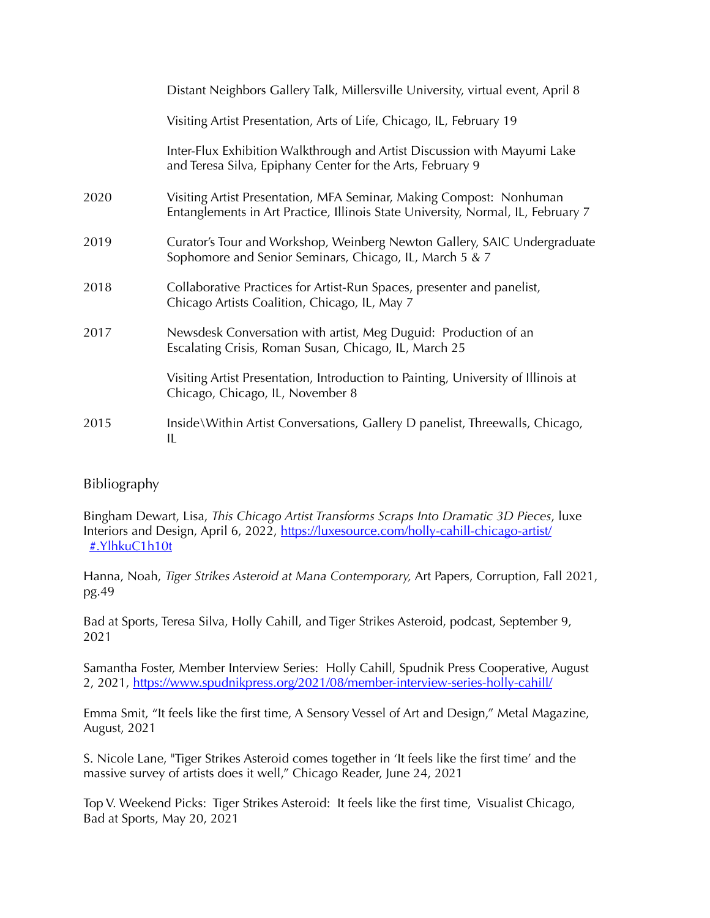Distant Neighbors Gallery Talk, Millersville University, virtual event, April 8

Visiting Artist Presentation, Arts of Life, Chicago, IL, February 19

Inter-Flux Exhibition Walkthrough and Artist Discussion with Mayumi Lake and Teresa Silva, Epiphany Center for the Arts, February 9

2020 Visiting Artist Presentation, MFA Seminar, Making Compost: Nonhuman Entanglements in Art Practice, Illinois State University, Normal, IL, February 7

2019 Curator's Tour and Workshop, Weinberg Newton Gallery, SAIC Undergraduate Sophomore and Senior Seminars, Chicago, IL, March 5 & 7

2018 Collaborative Practices for Artist-Run Spaces, presenter and panelist, Chicago Artists Coalition, Chicago, IL, May 7

2017 Newsdesk Conversation with artist, Meg Duguid: Production of an Escalating Crisis, Roman Susan, Chicago, IL, March 25

Visiting Artist Presentation, Introduction to Painting, University of Illinois at Chicago, Chicago, IL, November 8

2015 Inside\Within Artist Conversations, Gallery D panelist, Threewalls, Chicago, IL

## Bibliography

Bingham Dewart, Lisa, *This Chicago Artist Transforms Scraps Into Dramatic 3D Pieces*, luxe Interiors and Design, April 6, 2022, https://luxesource.com/holly-cahill-chicago-artist/#.YlhkuC1h10t

Hanna, Noah, *Tiger Strikes Asteroid at Mana Contemporary,* Art Papers, Corruption, Fall 2021, pg.49

Bad at Sports, Teresa Silva, Holly Cahill, and Tiger Strikes Asteroid, podcast, September 9, 2021

Samantha Foster, Member Interview Series: Holly Cahill, Spudnik Press Cooperative, August 2, 2021, https://www.spudnikpress.org/2021/08/member-interview-series-holly-cahill/

Emma Smit, "It feels like the first time, A Sensory Vessel of Art and Design," Metal Magazine, August, 2021

S. Nicole Lane, "Tiger Strikes Asteroid comes together in 'It feels like the first time' and the massive survey of artists does it well," Chicago Reader, June 24, 2021

Top V. Weekend Picks: Tiger Strikes Asteroid: It feels like the first time, Visualist Chicago, Bad at Sports, May 20, 2021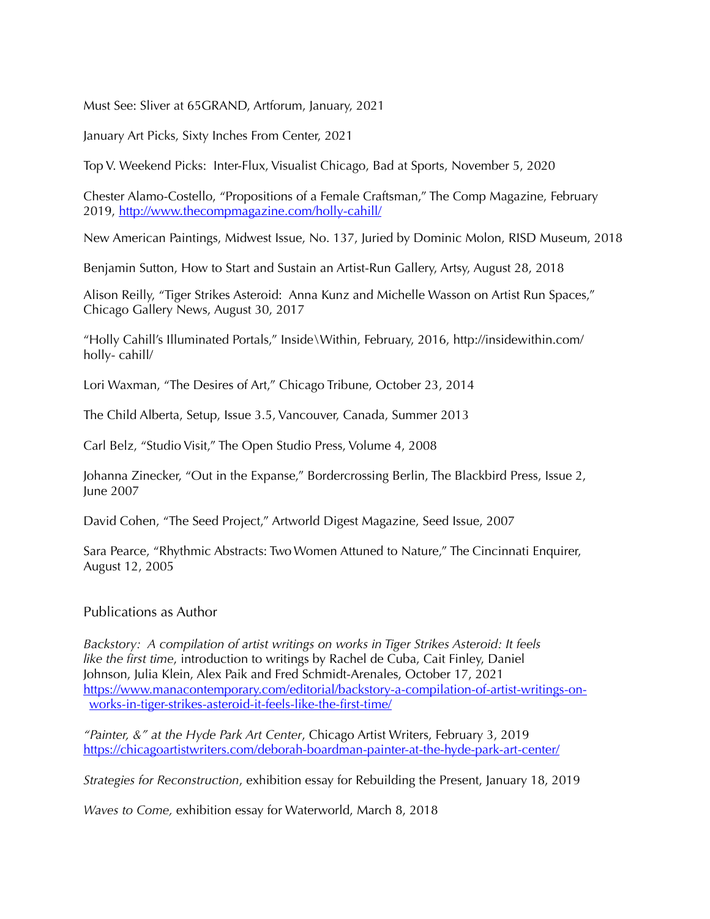Must See: Sliver at 65GRAND, Artforum, January, 2021

January Art Picks, Sixty Inches From Center, 2021

Top V. Weekend Picks: Inter-Flux, Visualist Chicago, Bad at Sports, November 5, 2020

Chester Alamo-Costello, "Propositions of a Female Craftsman," The Comp Magazine, February 2019, http://www.thecompmagazine.com/holly-cahill/

New American Paintings, Midwest Issue, No. 137, Juried by Dominic Molon, RISD Museum, 2018

Benjamin Sutton, How to Start and Sustain an Artist-Run Gallery, Artsy, August 28, 2018

Alison Reilly, "Tiger Strikes Asteroid: Anna Kunz and Michelle Wasson on Artist Run Spaces," Chicago Gallery News, August 30, 2017

"Holly Cahill's Illuminated Portals," Inside\Within, February, 2016, http://insidewithin.com/holly- cahill/

Lori Waxman, "The Desires of Art," Chicago Tribune, October 23, 2014

The Child Alberta, Setup, Issue 3.5, Vancouver, Canada, Summer 2013

Carl Belz, "Studio Visit," The Open Studio Press, Volume 4, 2008

Johanna Zinecker, "Out in the Expanse," Bordercrossing Berlin, The Blackbird Press, Issue 2, June 2007

David Cohen, "The Seed Project," Artworld Digest Magazine, Seed Issue, 2007

Sara Pearce, "Rhythmic Abstracts: Two Women Attuned to Nature," The Cincinnati Enquirer, August 12, 2005

## Publications as Author

*Backstory: A compilation of artist writings on works in Tiger Strikes Asteroid: It feels like the first time*, introduction to writings by Rachel de Cuba, Cait Finley, Daniel Johnson, Julia Klein, Alex Paik and Fred Schmidt-Arenales, October 17, 2021 https://www.manacontemporary.com/editorial/backstory-a-compilation-of-artist-writings-on-works-in-tiger-strikes-asteroid-it-feels-like-the-first-time/

*"Painter, &" at the Hyde Park Art Center*, Chicago Artist Writers, February 3, 2019 https://chicagoartistwriters.com/deborah-boardman-painter-at-the-hyde-park-art-center/

*Strategies for Reconstruction*, exhibition essay for Rebuilding the Present, January 18, 2019

*Waves to Come,* exhibition essay for Waterworld, March 8, 2018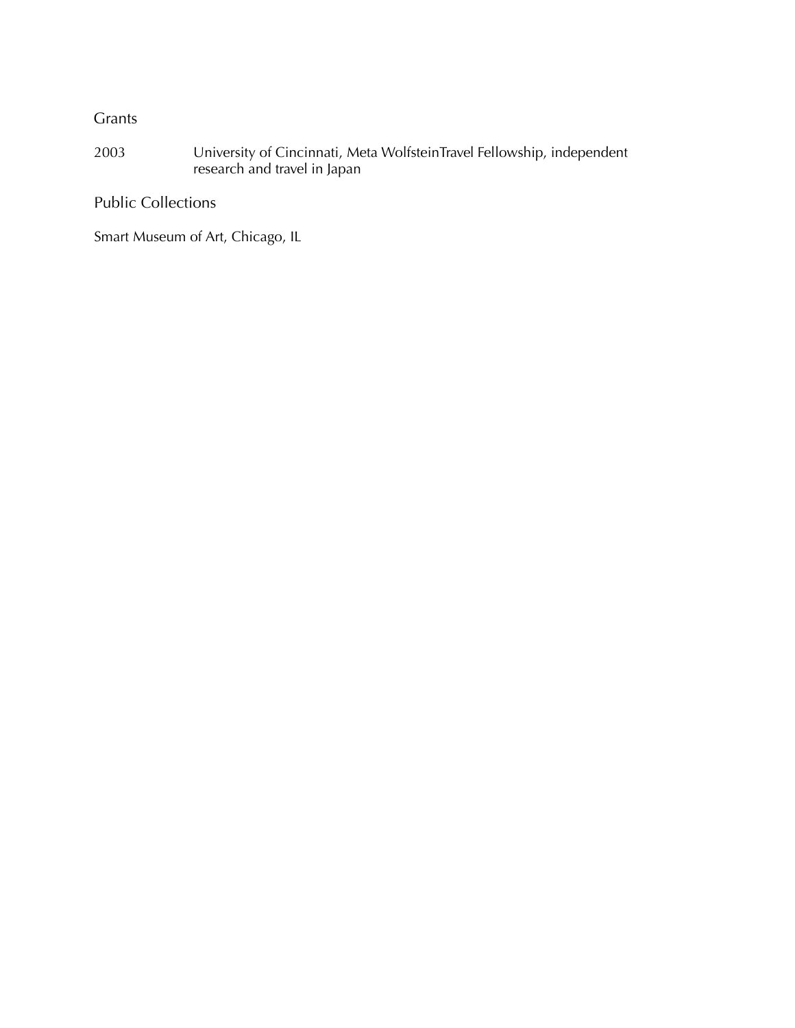## Grants

2003 University of Cincinnati, Meta WolfsteinTravel Fellowship, independent research and travel in Japan

## Public Collections

Smart Museum of Art, Chicago, IL